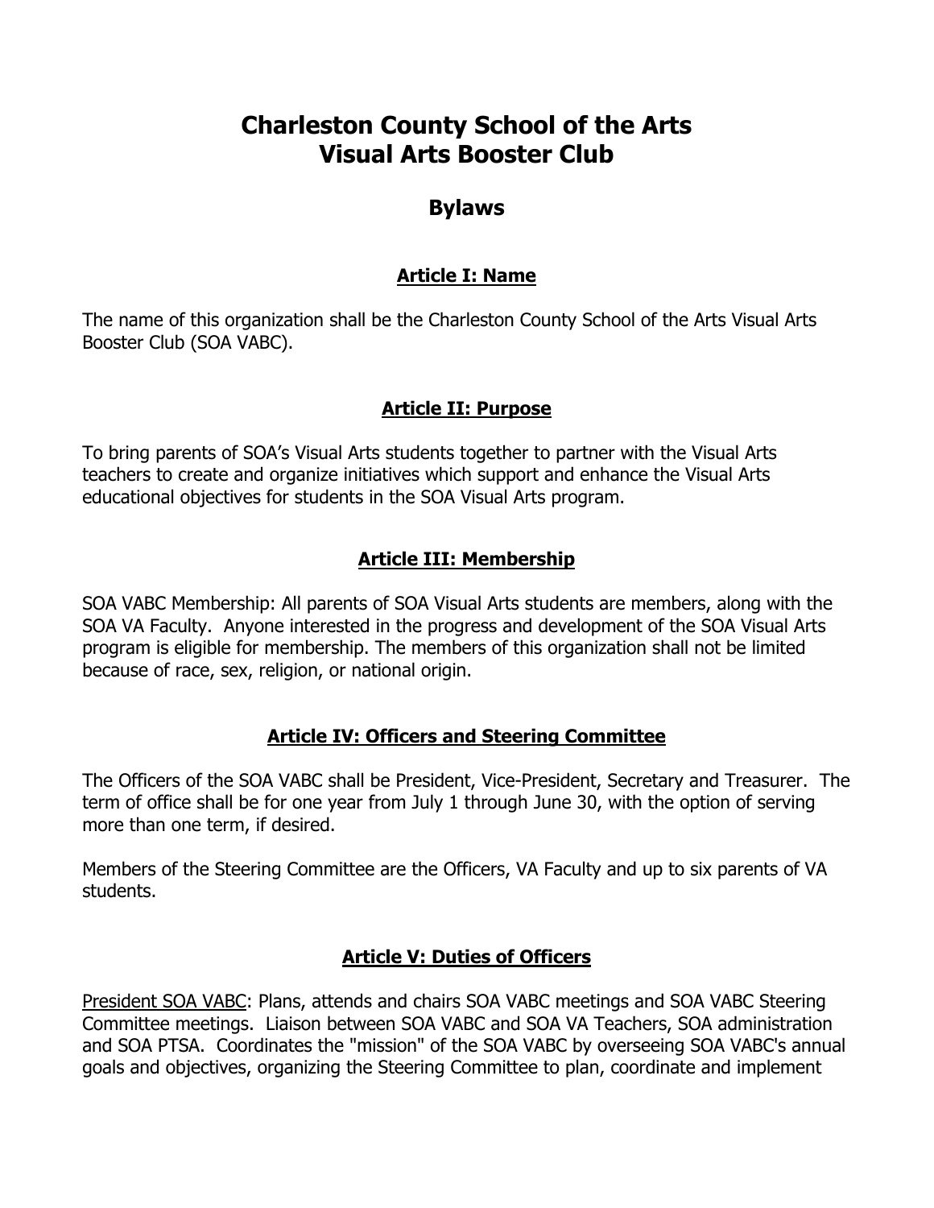# Charleston County School of the Arts
# Visual Arts Booster Club

## Bylaws

### Article I: Name

The name of this organization shall be the Charleston County School of the Arts Visual Arts Booster Club (SOA VABC).

### Article II: Purpose

To bring parents of SOA's Visual Arts students together to partner with the Visual Arts teachers to create and organize initiatives which support and enhance the Visual Arts educational objectives for students in the SOA Visual Arts program.

### Article III: Membership

SOA VABC Membership: All parents of SOA Visual Arts students are members, along with the SOA VA Faculty. Anyone interested in the progress and development of the SOA Visual Arts program is eligible for membership. The members of this organization shall not be limited because of race, sex, religion, or national origin.

### Article IV: Officers and Steering Committee

The Officers of the SOA VABC shall be President, Vice-President, Secretary and Treasurer. The term of office shall be for one year from July 1 through June 30, with the option of serving more than one term, if desired.

Members of the Steering Committee are the Officers, VA Faculty and up to six parents of VA students.

### Article V: Duties of Officers

<u>President SOA VABC</u>: Plans, attends and chairs SOA VABC meetings and SOA VABC Steering Committee meetings. Liaison between SOA VABC and SOA VA Teachers, SOA administration and SOA PTSA. Coordinates the "mission" of the SOA VABC by overseeing SOA VABC's annual goals and objectives, organizing the Steering Committee to plan, coordinate and implement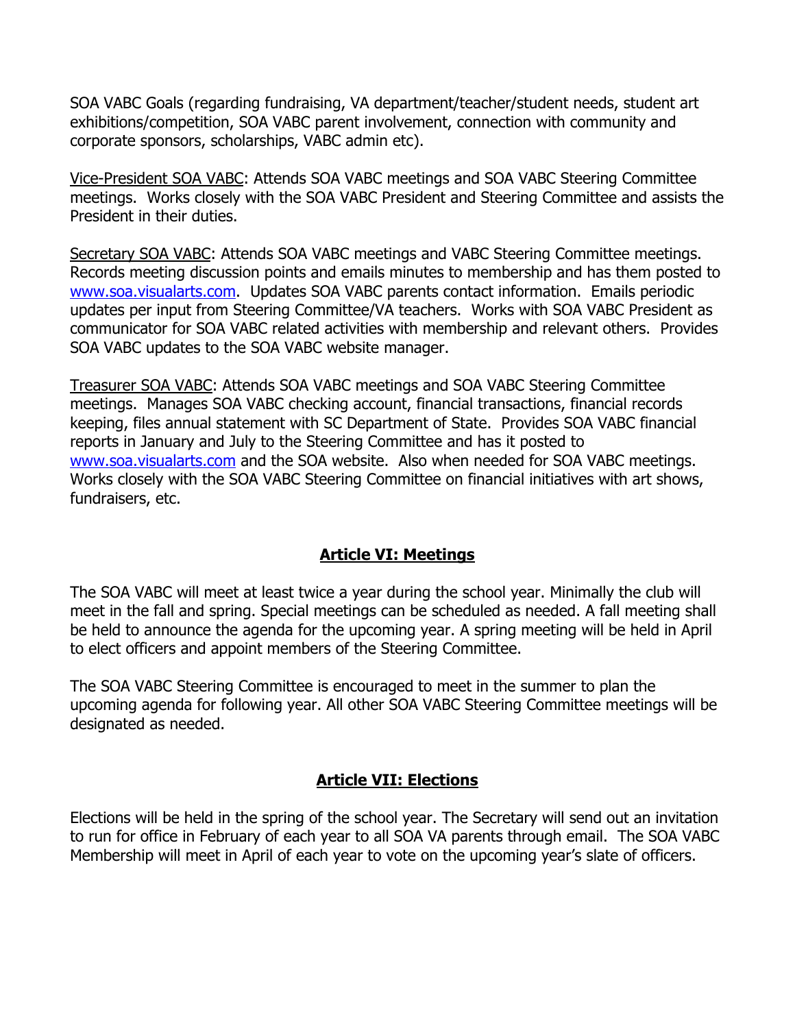SOA VABC Goals (regarding fundraising, VA department/teacher/student needs, student art exhibitions/competition, SOA VABC parent involvement, connection with community and corporate sponsors, scholarships, VABC admin etc).

Vice-President SOA VABC: Attends SOA VABC meetings and SOA VABC Steering Committee meetings. Works closely with the SOA VABC President and Steering Committee and assists the President in their duties.

Secretary SOA VABC: Attends SOA VABC meetings and VABC Steering Committee meetings. Records meeting discussion points and emails minutes to membership and has them posted to [www.soa.visualarts.com](http://www.soa.visualarts.com). Updates SOA VABC parents contact information. Emails periodic updates per input from Steering Committee/VA teachers. Works with SOA VABC President as communicator for SOA VABC related activities with membership and relevant others. Provides SOA VABC updates to the SOA VABC website manager.

Treasurer SOA VABC: Attends SOA VABC meetings and SOA VABC Steering Committee meetings. Manages SOA VABC checking account, financial transactions, financial records keeping, files annual statement with SC Department of State. Provides SOA VABC financial reports in January and July to the Steering Committee and has it posted to [www.soa.visualarts.com](http://www.soa.visualarts.com) and the SOA website. Also when needed for SOA VABC meetings. Works closely with the SOA VABC Steering Committee on financial initiatives with art shows, fundraisers, etc.

## Article VI: Meetings

The SOA VABC will meet at least twice a year during the school year. Minimally the club will meet in the fall and spring. Special meetings can be scheduled as needed. A fall meeting shall be held to announce the agenda for the upcoming year. A spring meeting will be held in April to elect officers and appoint members of the Steering Committee.

The SOA VABC Steering Committee is encouraged to meet in the summer to plan the upcoming agenda for following year. All other SOA VABC Steering Committee meetings will be designated as needed.

## Article VII: Elections

Elections will be held in the spring of the school year. The Secretary will send out an invitation to run for office in February of each year to all SOA VA parents through email. The SOA VABC Membership will meet in April of each year to vote on the upcoming year's slate of officers.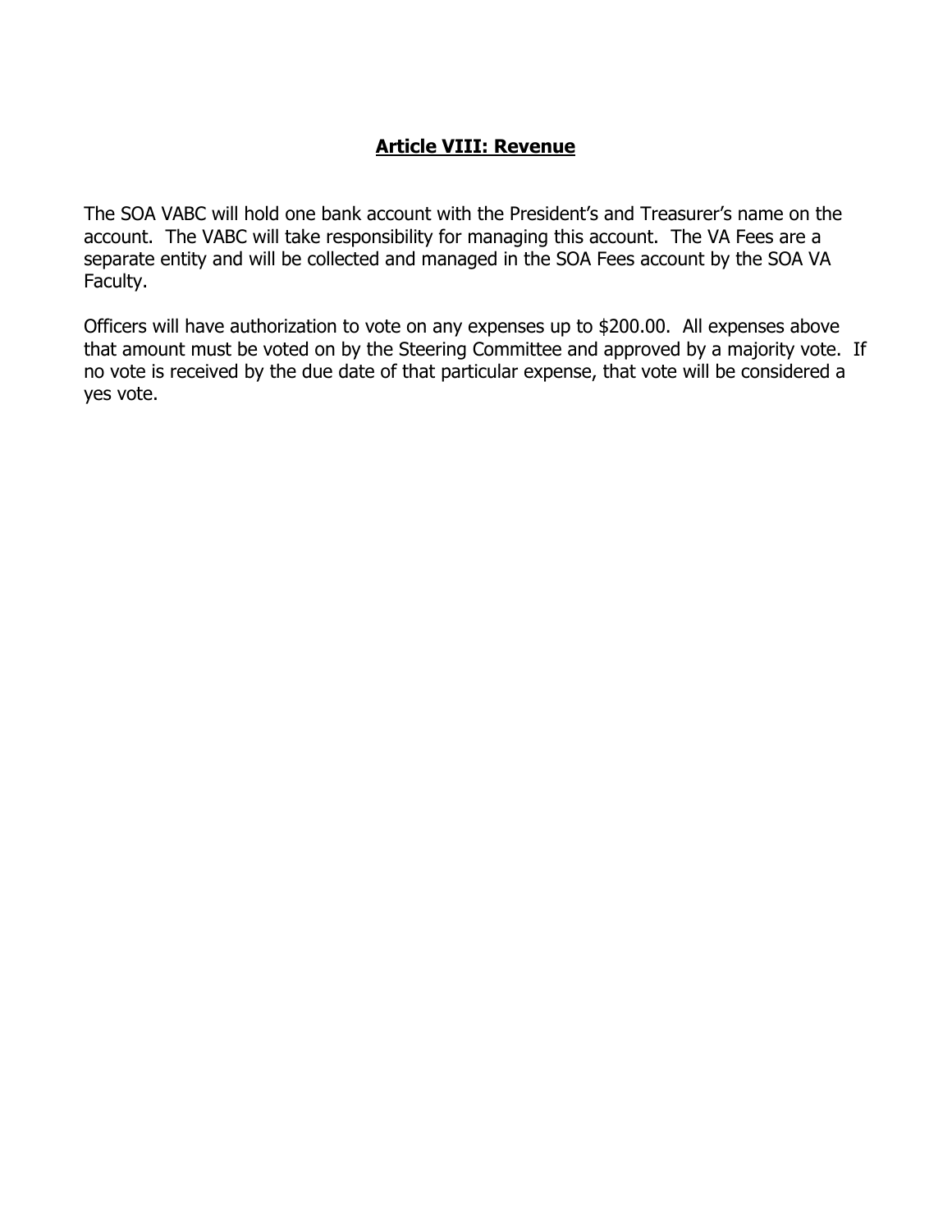## **Article VIII: Revenue**

The SOA VABC will hold one bank account with the President's and Treasurer's name on the account. The VABC will take responsibility for managing this account. The VA Fees are a separate entity and will be collected and managed in the SOA Fees account by the SOA VA Faculty.

Officers will have authorization to vote on any expenses up to $200.00. All expenses above that amount must be voted on by the Steering Committee and approved by a majority vote. If no vote is received by the due date of that particular expense, that vote will be considered a yes vote.